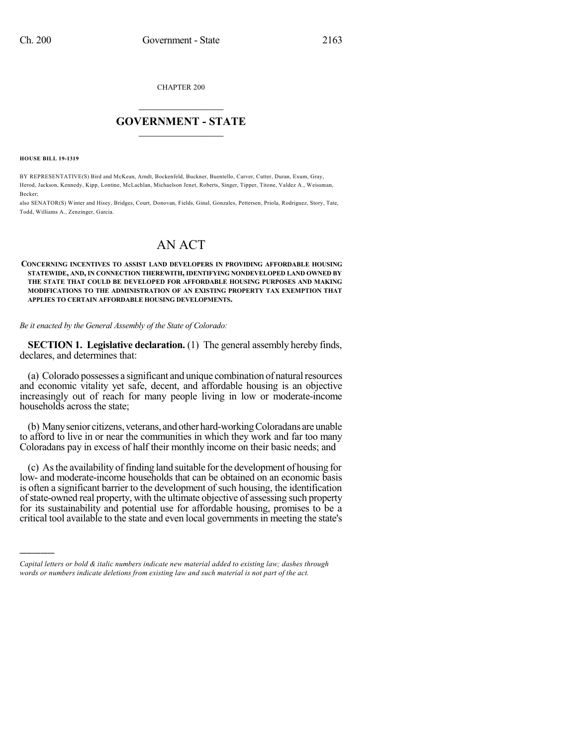CHAPTER 200

# GOVERNMENT - STATE

**HOUSE BILL 19-1319**

BY REPRESENTATIVE(S) Bird and McKean, Arndt, Bockenfeld, Buckner, Buentello, Carver, Cutter, Duran, Exum, Gray, Herod, Jackson, Kennedy, Kipp, Lontine, McLachlan, Michaelson Jenet, Roberts, Singer, Tipper, Titone, Valdez A., Weissman, Becker;
also SENATOR(S) Winter and Hisey, Bridges, Court, Donovan, Fields, Ginal, Gonzales, Pettersen, Priola, Rodriguez, Story, Tate, Todd, Williams A., Zenzinger, Garcia.

# AN ACT

**CONCERNING INCENTIVES TO ASSIST LAND DEVELOPERS IN PROVIDING AFFORDABLE HOUSING STATEWIDE, AND, IN CONNECTION THEREWITH, IDENTIFYING NONDEVELOPED LAND OWNED BY THE STATE THAT COULD BE DEVELOPED FOR AFFORDABLE HOUSING PURPOSES AND MAKING MODIFICATIONS TO THE ADMINISTRATION OF AN EXISTING PROPERTY TAX EXEMPTION THAT APPLIES TO CERTAIN AFFORDABLE HOUSING DEVELOPMENTS.**

*Be it enacted by the General Assembly of the State of Colorado:*

**SECTION 1. Legislative declaration.** (1) The general assembly hereby finds, declares, and determines that:

(a) Colorado possesses a significant and unique combination of natural resources and economic vitality yet safe, decent, and affordable housing is an objective increasingly out of reach for many people living in low or moderate-income households across the state;

(b) Many senior citizens, veterans, and other hard-working Coloradans are unable to afford to live in or near the communities in which they work and far too many Coloradans pay in excess of half their monthly income on their basic needs; and

(c) As the availability of finding land suitable for the development of housing for low- and moderate-income households that can be obtained on an economic basis is often a significant barrier to the development of such housing, the identification of state-owned real property, with the ultimate objective of assessing such property for its sustainability and potential use for affordable housing, promises to be a critical tool available to the state and even local governments in meeting the state's

*Capital letters or bold & italic numbers indicate new material added to existing law; dashes through words or numbers indicate deletions from existing law and such material is not part of the act.*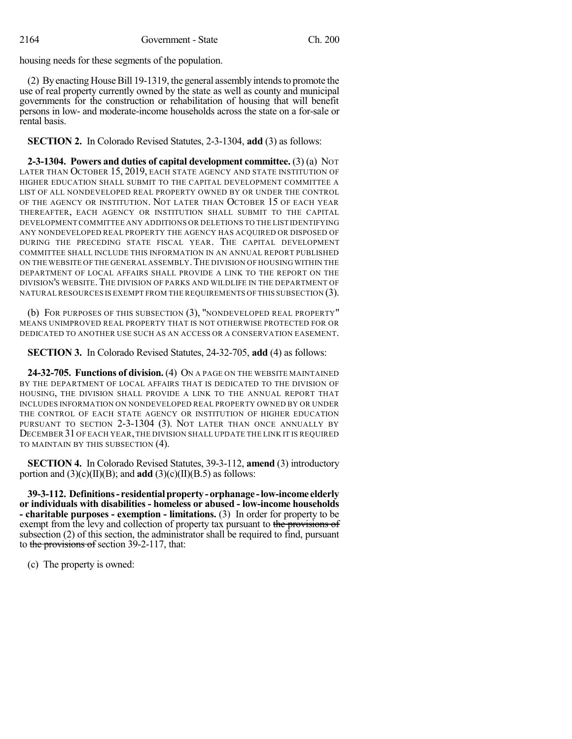housing needs for these segments of the population.

(2) By enacting House Bill 19-1319, the general assembly intends to promote the use of real property currently owned by the state as well as county and municipal governments for the construction or rehabilitation of housing that will benefit persons in low- and moderate-income households across the state on a for-sale or rental basis.

**SECTION 2.** In Colorado Revised Statutes, 2-3-1304, **add** (3) as follows:

**2-3-1304. Powers and duties of capital development committee.** (3) (a) NOT LATER THAN OCTOBER 15, 2019, EACH STATE AGENCY AND STATE INSTITUTION OF HIGHER EDUCATION SHALL SUBMIT TO THE CAPITAL DEVELOPMENT COMMITTEE A LIST OF ALL NONDEVELOPED REAL PROPERTY OWNED BY OR UNDER THE CONTROL OF THE AGENCY OR INSTITUTION. NOT LATER THAN OCTOBER 15 OF EACH YEAR THEREAFTER, EACH AGENCY OR INSTITUTION SHALL SUBMIT TO THE CAPITAL DEVELOPMENT COMMITTEE ANY ADDITIONS OR DELETIONS TO THE LIST IDENTIFYING ANY NONDEVELOPED REAL PROPERTY THE AGENCY HAS ACQUIRED OR DISPOSED OF DURING THE PRECEDING STATE FISCAL YEAR. THE CAPITAL DEVELOPMENT COMMITTEE SHALL INCLUDE THIS INFORMATION IN AN ANNUAL REPORT PUBLISHED ON THE WEBSITE OF THE GENERAL ASSEMBLY. THE DIVISION OF HOUSING WITHIN THE DEPARTMENT OF LOCAL AFFAIRS SHALL PROVIDE A LINK TO THE REPORT ON THE DIVISION'S WEBSITE. THE DIVISION OF PARKS AND WILDLIFE IN THE DEPARTMENT OF NATURAL RESOURCES IS EXEMPT FROM THE REQUIREMENTS OF THIS SUBSECTION (3).

(b) FOR PURPOSES OF THIS SUBSECTION (3), "NONDEVELOPED REAL PROPERTY" MEANS UNIMPROVED REAL PROPERTY THAT IS NOT OTHERWISE PROTECTED FOR OR DEDICATED TO ANOTHER USE SUCH AS AN ACCESS OR A CONSERVATION EASEMENT.

**SECTION 3.** In Colorado Revised Statutes, 24-32-705, **add** (4) as follows:

**24-32-705. Functions of division.** (4) ON A PAGE ON THE WEBSITE MAINTAINED BY THE DEPARTMENT OF LOCAL AFFAIRS THAT IS DEDICATED TO THE DIVISION OF HOUSING, THE DIVISION SHALL PROVIDE A LINK TO THE ANNUAL REPORT THAT INCLUDES INFORMATION ON NONDEVELOPED REAL PROPERTY OWNED BY OR UNDER THE CONTROL OF EACH STATE AGENCY OR INSTITUTION OF HIGHER EDUCATION PURSUANT TO SECTION 2-3-1304 (3). NOT LATER THAN ONCE ANNUALLY BY DECEMBER 31 OF EACH YEAR, THE DIVISION SHALL UPDATE THE LINK IT IS REQUIRED TO MAINTAIN BY THIS SUBSECTION (4).

**SECTION 4.** In Colorado Revised Statutes, 39-3-112, **amend** (3) introductory portion and (3)(c)(II)(B); and **add** (3)(c)(II)(B.5) as follows:

**39-3-112. Definitions - residential property - orphanage - low-income elderly or individuals with disabilities - homeless or abused - low-income households - charitable purposes - exemption - limitations.** (3) In order for property to be exempt from the levy and collection of property tax pursuant to ~~the provisions of~~ subsection (2) of this section, the administrator shall be required to find, pursuant to ~~the provisions of~~ section 39-2-117, that:

(c) The property is owned: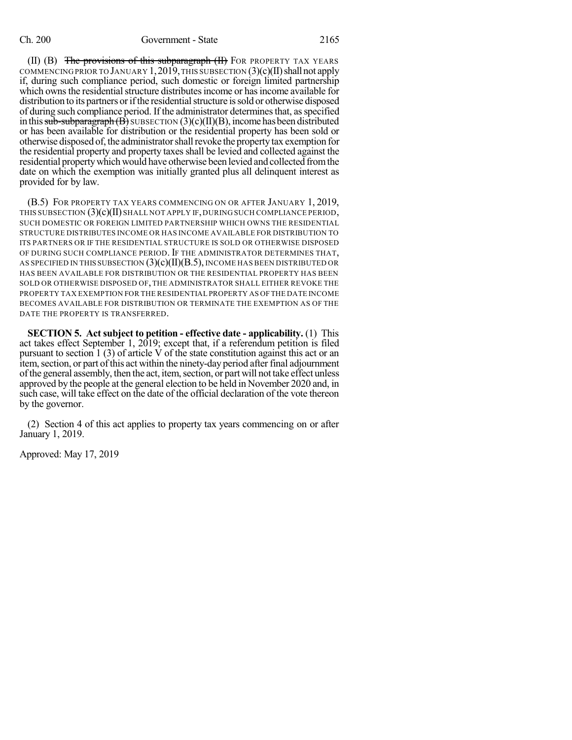(II) (B) ~~The provisions of this subparagraph (II)~~ FOR PROPERTY TAX YEARS COMMENCING PRIOR TO JANUARY 1, 2019, THIS SUBSECTION (3)(c)(II) shall not apply if, during such compliance period, such domestic or foreign limited partnership which owns the residential structure distributes income or has income available for distribution to its partners or if the residential structure is sold or otherwise disposed of during such compliance period. If the administrator determines that, as specified in this ~~sub-subparagraph (B)~~ SUBSECTION (3)(c)(II)(B), income has been distributed or has been available for distribution or the residential property has been sold or otherwise disposed of, the administrator shall revoke the property tax exemption for the residential property and property taxes shall be levied and collected against the residential property which would have otherwise been levied and collected from the date on which the exemption was initially granted plus all delinquent interest as provided for by law.

(B.5) FOR PROPERTY TAX YEARS COMMENCING ON OR AFTER JANUARY 1, 2019, THIS SUBSECTION (3)(c)(II) SHALL NOT APPLY IF, DURING SUCH COMPLIANCE PERIOD, SUCH DOMESTIC OR FOREIGN LIMITED PARTNERSHIP WHICH OWNS THE RESIDENTIAL STRUCTURE DISTRIBUTES INCOME OR HAS INCOME AVAILABLE FOR DISTRIBUTION TO ITS PARTNERS OR IF THE RESIDENTIAL STRUCTURE IS SOLD OR OTHERWISE DISPOSED OF DURING SUCH COMPLIANCE PERIOD. IF THE ADMINISTRATOR DETERMINES THAT, AS SPECIFIED IN THIS SUBSECTION (3)(c)(II)(B.5), INCOME HAS BEEN DISTRIBUTED OR HAS BEEN AVAILABLE FOR DISTRIBUTION OR THE RESIDENTIAL PROPERTY HAS BEEN SOLD OR OTHERWISE DISPOSED OF, THE ADMINISTRATOR SHALL EITHER REVOKE THE PROPERTY TAX EXEMPTION FOR THE RESIDENTIAL PROPERTY AS OF THE DATE INCOME BECOMES AVAILABLE FOR DISTRIBUTION OR TERMINATE THE EXEMPTION AS OF THE DATE THE PROPERTY IS TRANSFERRED.

**SECTION 5. Act subject to petition - effective date - applicability.** (1) This act takes effect September 1, 2019; except that, if a referendum petition is filed pursuant to section 1 (3) of article V of the state constitution against this act or an item, section, or part of this act within the ninety-day period after final adjournment of the general assembly, then the act, item, section, or part will not take effect unless approved by the people at the general election to be held in November 2020 and, in such case, will take effect on the date of the official declaration of the vote thereon by the governor.

(2) Section 4 of this act applies to property tax years commencing on or after January 1, 2019.

Approved: May 17, 2019